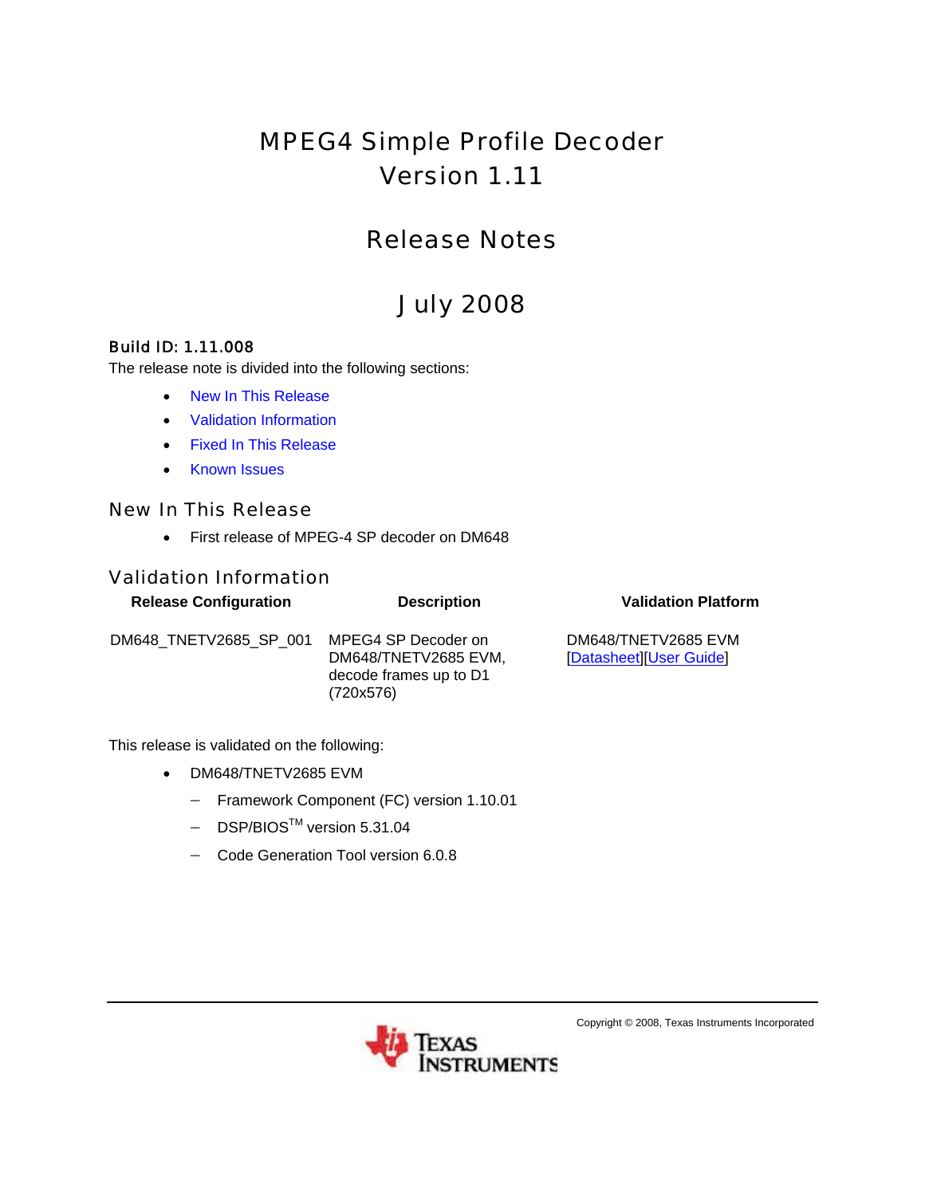# MPEG4 Simple Profile Decoder
# Version 1.11

## Release Notes

## July 2008

**Build ID: 1.11.008**

The release note is divided into the following sections:

- [New In This Release]
- [Validation Information]
- [Fixed In This Release]
- [Known Issues]

## New In This Release

- First release of MPEG-4 SP decoder on DM648

## Validation Information

| Release Configuration | Description | Validation Platform |
|---|---|---|
| DM648_TNETV2685_SP_001 | MPEG4 SP Decoder on DM648/TNETV2685 EVM, decode frames up to D1 (720x576) | DM648/TNETV2685 EVM [Datasheet][User Guide] |

This release is validated on the following:

- DM648/TNETV2685 EVM
  - Framework Component (FC) version 1.10.01
  - DSP/BIOS™ version 5.31.04
  - Code Generation Tool version 6.0.8

Copyright © 2008, Texas Instruments Incorporated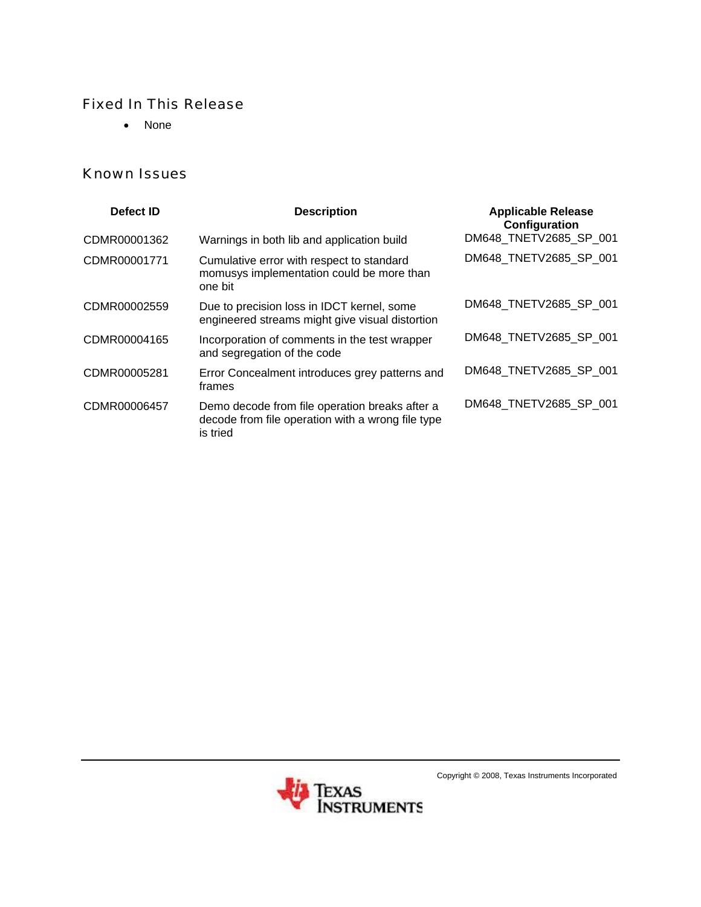## Fixed In This Release

- None

## Known Issues

| Defect ID | Description | Applicable Release Configuration |
| --- | --- | --- |
| CDMR00001362 | Warnings in both lib and application build | DM648_TNETV2685_SP_001 |
| CDMR00001771 | Cumulative error with respect to standard momusys implementation could be more than one bit | DM648_TNETV2685_SP_001 |
| CDMR00002559 | Due to precision loss in IDCT kernel, some engineered streams might give visual distortion | DM648_TNETV2685_SP_001 |
| CDMR00004165 | Incorporation of comments in the test wrapper and segregation of the code | DM648_TNETV2685_SP_001 |
| CDMR00005281 | Error Concealment introduces grey patterns and frames | DM648_TNETV2685_SP_001 |
| CDMR00006457 | Demo decode from file operation breaks after a decode from file operation with a wrong file type is tried | DM648_TNETV2685_SP_001 |